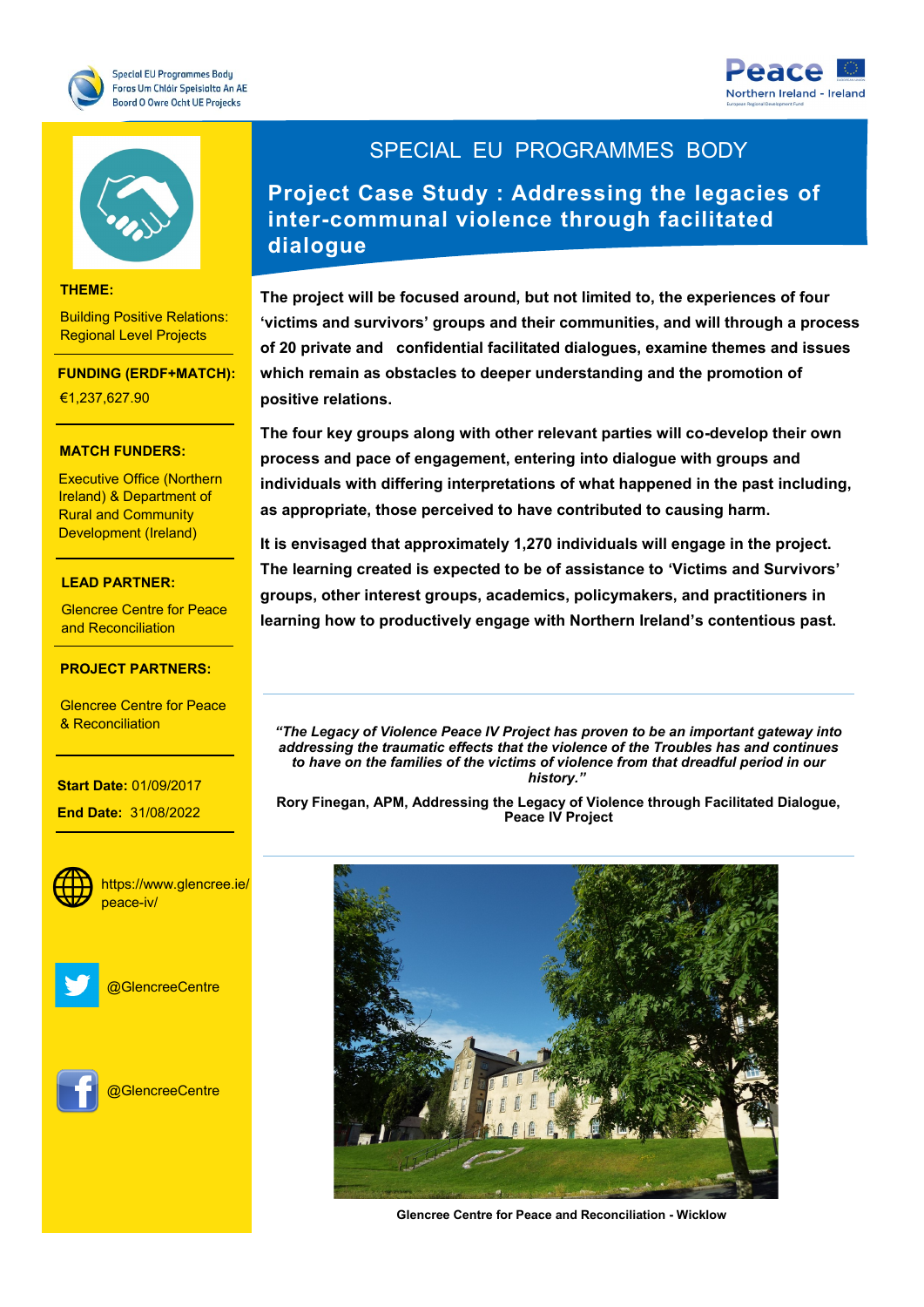Special EU Programmes Body
Foras Um Chláir Speisialta An AE
Boord O Owre Ocht UE Projecks

Peace
Northern Ireland - Ireland

# SPECIAL EU PROGRAMMES BODY

## Project Case Study : Addressing the legacies of inter-communal violence through facilitated dialogue

**THEME:**

Building Positive Relations: Regional Level Projects

**FUNDING (ERDF+MATCH):**

€1,237,627.90

**MATCH FUNDERS:**

Executive Office (Northern Ireland) & Department of Rural and Community Development (Ireland)

**LEAD PARTNER:**

Glencree Centre for Peace and Reconciliation

**PROJECT PARTNERS:**

Glencree Centre for Peace & Reconciliation

**Start Date:** 01/09/2017

**End Date:** 31/08/2022

https://www.glencree.ie/peace-iv/

@GlencreeCentre

@GlencreeCentre

**The project will be focused around, but not limited to, the experiences of four 'victims and survivors' groups and their communities, and will through a process of 20 private and confidential facilitated dialogues, examine themes and issues which remain as obstacles to deeper understanding and the promotion of positive relations.**

**The four key groups along with other relevant parties will co-develop their own process and pace of engagement, entering into dialogue with groups and individuals with differing interpretations of what happened in the past including, as appropriate, those perceived to have contributed to causing harm.**

**It is envisaged that approximately 1,270 individuals will engage in the project. The learning created is expected to be of assistance to 'Victims and Survivors' groups, other interest groups, academics, policymakers, and practitioners in learning how to productively engage with Northern Ireland's contentious past.**

---

***"The Legacy of Violence Peace IV Project has proven to be an important gateway into addressing the traumatic effects that the violence of the Troubles has and continues to have on the families of the victims of violence from that dreadful period in our history."***

**Rory Finegan, APM, Addressing the Legacy of Violence through Facilitated Dialogue, Peace IV Project**

---

**Glencree Centre for Peace and Reconciliation - Wicklow**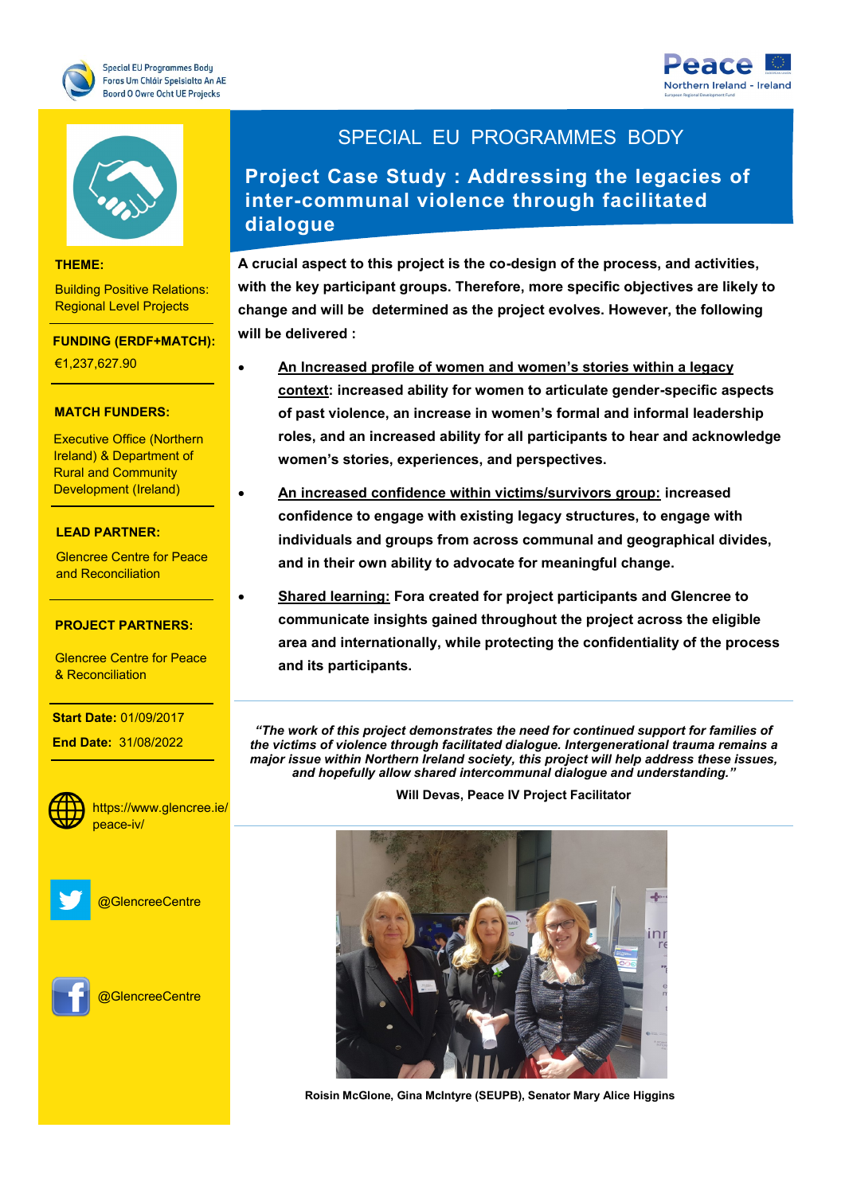Special EU Programmes Body
Foras Um Chláir Speisialta An AE
Boord O Owre Ocht UE Projecks

Peace
Northern Ireland - Ireland
European Regional Development Fund

## SPECIAL EU PROGRAMMES BODY

## Project Case Study : Addressing the legacies of inter-communal violence through facilitated dialogue

**THEME:**

Building Positive Relations: Regional Level Projects

**FUNDING (ERDF+MATCH):**

€1,237,627.90

**MATCH FUNDERS:**

Executive Office (Northern Ireland) & Department of Rural and Community Development (Ireland)

**LEAD PARTNER:**

Glencree Centre for Peace and Reconciliation

**PROJECT PARTNERS:**

Glencree Centre for Peace & Reconciliation

**Start Date:** 01/09/2017

**End Date:** 31/08/2022

https://www.glencree.ie/peace-iv/

@GlencreeCentre

@GlencreeCentre

**A crucial aspect to this project is the co-design of the process, and activities, with the key participant groups. Therefore, more specific objectives are likely to change and will be determined as the project evolves. However, the following will be delivered :**

- **An Increased profile of women and women's stories within a legacy context: increased ability for women to articulate gender-specific aspects of past violence, an increase in women's formal and informal leadership roles, and an increased ability for all participants to hear and acknowledge women's stories, experiences, and perspectives.**
- **An increased confidence within victims/survivors group: increased confidence to engage with existing legacy structures, to engage with individuals and groups from across communal and geographical divides, and in their own ability to advocate for meaningful change.**
- **Shared learning: Fora created for project participants and Glencree to communicate insights gained throughout the project across the eligible area and internationally, while protecting the confidentiality of the process and its participants.**

***"The work of this project demonstrates the need for continued support for families of the victims of violence through facilitated dialogue. Intergenerational trauma remains a major issue within Northern Ireland society, this project will help address these issues, and hopefully allow shared intercommunal dialogue and understanding."***

**Will Devas, Peace IV Project Facilitator**

**Roisin McGlone, Gina McIntyre (SEUPB), Senator Mary Alice Higgins**